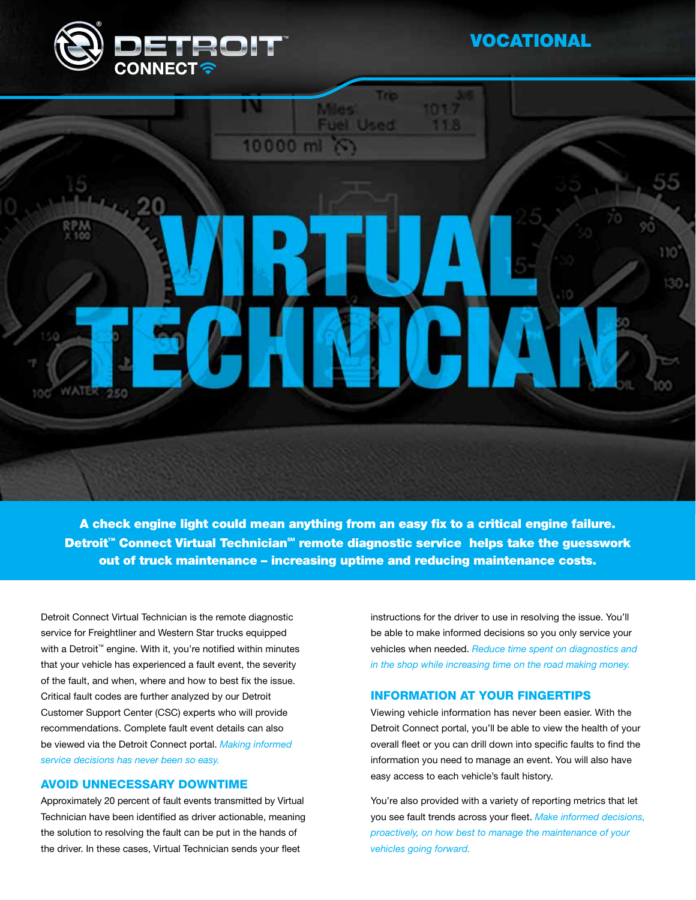DETROIT™ CONNECT

VOCATIONAL

# VIRTUAL TECHNICIAN

**A check engine light could mean anything from an easy fix to a critical engine failure. Detroit™ Connect Virtual Technician℠ remote diagnostic service helps take the guesswork out of truck maintenance – increasing uptime and reducing maintenance costs.**

Detroit Connect Virtual Technician is the remote diagnostic service for Freightliner and Western Star trucks equipped with a Detroit™ engine. With it, you're notified within minutes that your vehicle has experienced a fault event, the severity of the fault, and when, where and how to best fix the issue. Critical fault codes are further analyzed by our Detroit Customer Support Center (CSC) experts who will provide recommendations. Complete fault event details can also be viewed via the Detroit Connect portal. *Making informed service decisions has never been so easy.*

## AVOID UNNECESSARY DOWNTIME

Approximately 20 percent of fault events transmitted by Virtual Technician have been identified as driver actionable, meaning the solution to resolving the fault can be put in the hands of the driver. In these cases, Virtual Technician sends your fleet instructions for the driver to use in resolving the issue. You'll be able to make informed decisions so you only service your vehicles when needed. *Reduce time spent on diagnostics and in the shop while increasing time on the road making money.*

## INFORMATION AT YOUR FINGERTIPS

Viewing vehicle information has never been easier. With the Detroit Connect portal, you'll be able to view the health of your overall fleet or you can drill down into specific faults to find the information you need to manage an event. You will also have easy access to each vehicle's fault history.

You're also provided with a variety of reporting metrics that let you see fault trends across your fleet. *Make informed decisions, proactively, on how best to manage the maintenance of your vehicles going forward.*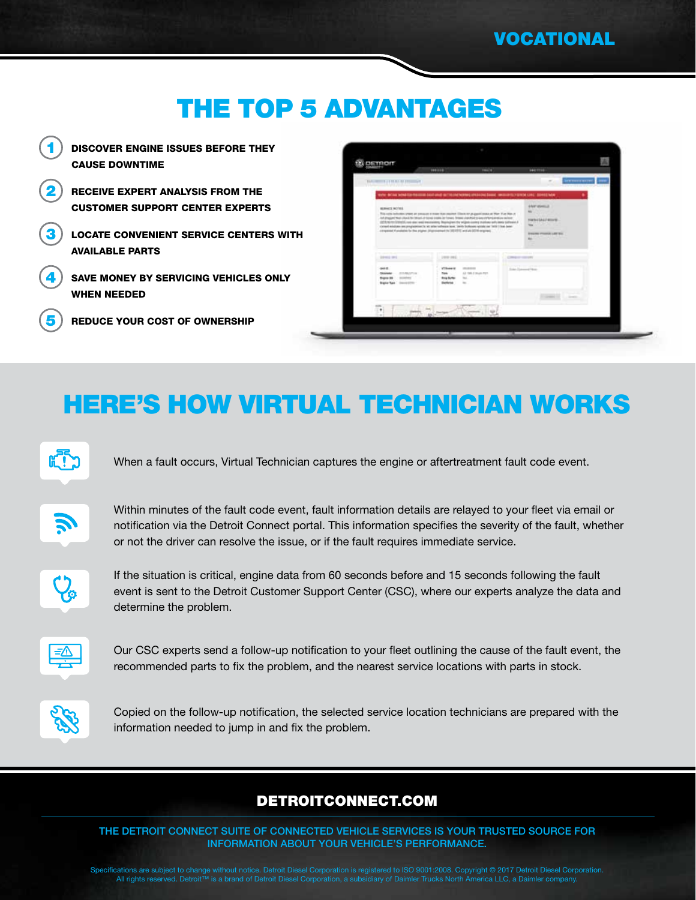VOCATIONAL

# THE TOP 5 ADVANTAGES

1. DISCOVER ENGINE ISSUES BEFORE THEY CAUSE DOWNTIME
2. RECEIVE EXPERT ANALYSIS FROM THE CUSTOMER SUPPORT CENTER EXPERTS
3. LOCATE CONVENIENT SERVICE CENTERS WITH AVAILABLE PARTS
4. SAVE MONEY BY SERVICING VEHICLES ONLY WHEN NEEDED
5. REDUCE YOUR COST OF OWNERSHIP

# HERE'S HOW VIRTUAL TECHNICIAN WORKS

When a fault occurs, Virtual Technician captures the engine or aftertreatment fault code event.

Within minutes of the fault code event, fault information details are relayed to your fleet via email or notification via the Detroit Connect portal. This information specifies the severity of the fault, whether or not the driver can resolve the issue, or if the fault requires immediate service.

If the situation is critical, engine data from 60 seconds before and 15 seconds following the fault event is sent to the Detroit Customer Support Center (CSC), where our experts analyze the data and determine the problem.

Our CSC experts send a follow-up notification to your fleet outlining the cause of the fault event, the recommended parts to fix the problem, and the nearest service locations with parts in stock.

Copied on the follow-up notification, the selected service location technicians are prepared with the information needed to jump in and fix the problem.

## DETROITCONNECT.COM

THE DETROIT CONNECT SUITE OF CONNECTED VEHICLE SERVICES IS YOUR TRUSTED SOURCE FOR INFORMATION ABOUT YOUR VEHICLE'S PERFORMANCE.

Specifications are subject to change without notice. Detroit Diesel Corporation is registered to ISO 9001:2008. Copyright © 2017 Detroit Diesel Corporation. All rights reserved. Detroit™ is a brand of Detroit Diesel Corporation, a subsidiary of Daimler Trucks North America LLC, a Daimler company.